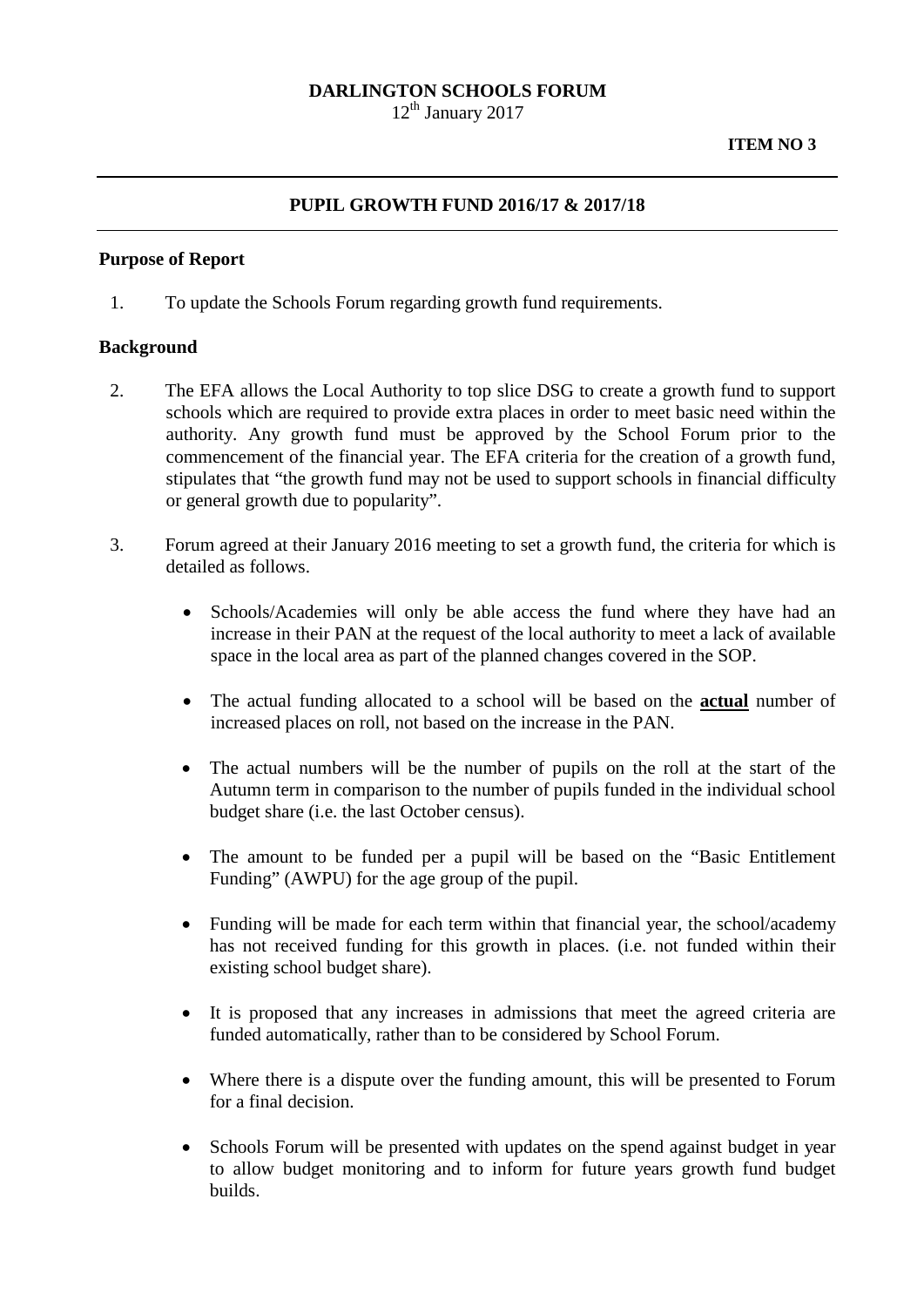**DARLINGTON SCHOOLS FORUM**
12th January 2017

**ITEM NO 3**

---

## PUPIL GROWTH FUND 2016/17 & 2017/18

---

### Purpose of Report

1. To update the Schools Forum regarding growth fund requirements.

### Background

2. The EFA allows the Local Authority to top slice DSG to create a growth fund to support schools which are required to provide extra places in order to meet basic need within the authority. Any growth fund must be approved by the School Forum prior to the commencement of the financial year. The EFA criteria for the creation of a growth fund, stipulates that "the growth fund may not be used to support schools in financial difficulty or general growth due to popularity".

3. Forum agreed at their January 2016 meeting to set a growth fund, the criteria for which is detailed as follows.

   - Schools/Academies will only be able access the fund where they have had an increase in their PAN at the request of the local authority to meet a lack of available space in the local area as part of the planned changes covered in the SOP.

   - The actual funding allocated to a school will be based on the **actual** number of increased places on roll, not based on the increase in the PAN.

   - The actual numbers will be the number of pupils on the roll at the start of the Autumn term in comparison to the number of pupils funded in the individual school budget share (i.e. the last October census).

   - The amount to be funded per a pupil will be based on the "Basic Entitlement Funding" (AWPU) for the age group of the pupil.

   - Funding will be made for each term within that financial year, the school/academy has not received funding for this growth in places. (i.e. not funded within their existing school budget share).

   - It is proposed that any increases in admissions that meet the agreed criteria are funded automatically, rather than to be considered by School Forum.

   - Where there is a dispute over the funding amount, this will be presented to Forum for a final decision.

   - Schools Forum will be presented with updates on the spend against budget in year to allow budget monitoring and to inform for future years growth fund budget builds.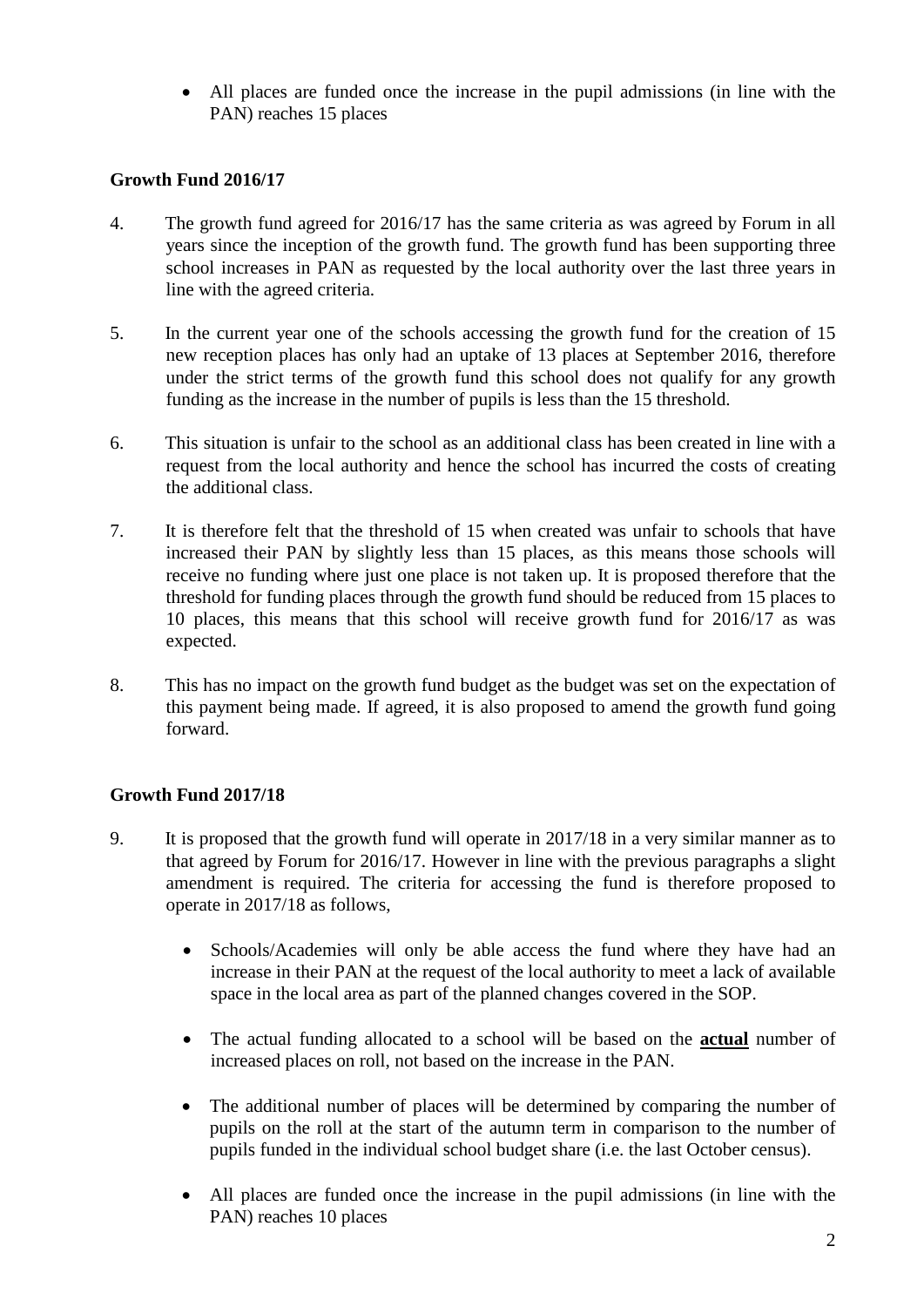- All places are funded once the increase in the pupil admissions (in line with the PAN) reaches 15 places

## Growth Fund 2016/17

4. The growth fund agreed for 2016/17 has the same criteria as was agreed by Forum in all years since the inception of the growth fund. The growth fund has been supporting three school increases in PAN as requested by the local authority over the last three years in line with the agreed criteria.

5. In the current year one of the schools accessing the growth fund for the creation of 15 new reception places has only had an uptake of 13 places at September 2016, therefore under the strict terms of the growth fund this school does not qualify for any growth funding as the increase in the number of pupils is less than the 15 threshold.

6. This situation is unfair to the school as an additional class has been created in line with a request from the local authority and hence the school has incurred the costs of creating the additional class.

7. It is therefore felt that the threshold of 15 when created was unfair to schools that have increased their PAN by slightly less than 15 places, as this means those schools will receive no funding where just one place is not taken up. It is proposed therefore that the threshold for funding places through the growth fund should be reduced from 15 places to 10 places, this means that this school will receive growth fund for 2016/17 as was expected.

8. This has no impact on the growth fund budget as the budget was set on the expectation of this payment being made. If agreed, it is also proposed to amend the growth fund going forward.

## Growth Fund 2017/18

9. It is proposed that the growth fund will operate in 2017/18 in a very similar manner as to that agreed by Forum for 2016/17. However in line with the previous paragraphs a slight amendment is required. The criteria for accessing the fund is therefore proposed to operate in 2017/18 as follows,

   - Schools/Academies will only be able access the fund where they have had an increase in their PAN at the request of the local authority to meet a lack of available space in the local area as part of the planned changes covered in the SOP.

   - The actual funding allocated to a school will be based on the **actual** number of increased places on roll, not based on the increase in the PAN.

   - The additional number of places will be determined by comparing the number of pupils on the roll at the start of the autumn term in comparison to the number of pupils funded in the individual school budget share (i.e. the last October census).

   - All places are funded once the increase in the pupil admissions (in line with the PAN) reaches 10 places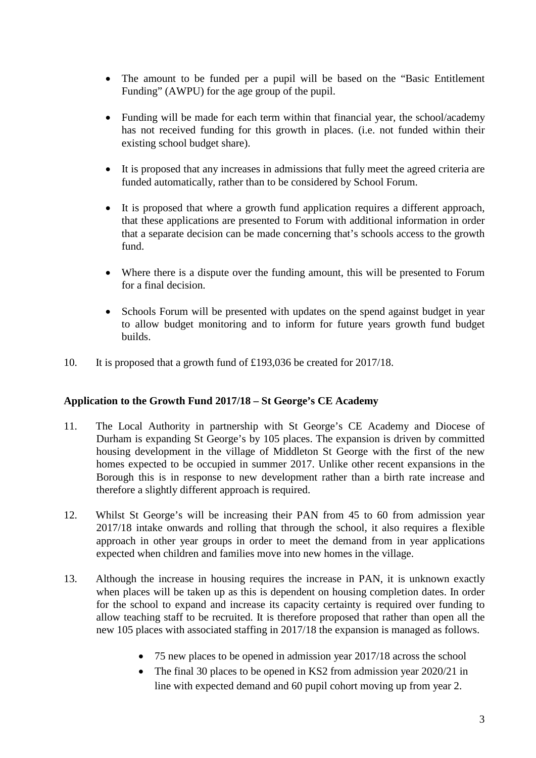- The amount to be funded per a pupil will be based on the "Basic Entitlement Funding" (AWPU) for the age group of the pupil.

- Funding will be made for each term within that financial year, the school/academy has not received funding for this growth in places. (i.e. not funded within their existing school budget share).

- It is proposed that any increases in admissions that fully meet the agreed criteria are funded automatically, rather than to be considered by School Forum.

- It is proposed that where a growth fund application requires a different approach, that these applications are presented to Forum with additional information in order that a separate decision can be made concerning that's schools access to the growth fund.

- Where there is a dispute over the funding amount, this will be presented to Forum for a final decision.

- Schools Forum will be presented with updates on the spend against budget in year to allow budget monitoring and to inform for future years growth fund budget builds.

10. It is proposed that a growth fund of £193,036 be created for 2017/18.

**Application to the Growth Fund 2017/18 – St George's CE Academy**

11. The Local Authority in partnership with St George's CE Academy and Diocese of Durham is expanding St George's by 105 places. The expansion is driven by committed housing development in the village of Middleton St George with the first of the new homes expected to be occupied in summer 2017. Unlike other recent expansions in the Borough this is in response to new development rather than a birth rate increase and therefore a slightly different approach is required.

12. Whilst St George's will be increasing their PAN from 45 to 60 from admission year 2017/18 intake onwards and rolling that through the school, it also requires a flexible approach in other year groups in order to meet the demand from in year applications expected when children and families move into new homes in the village.

13. Although the increase in housing requires the increase in PAN, it is unknown exactly when places will be taken up as this is dependent on housing completion dates. In order for the school to expand and increase its capacity certainty is required over funding to allow teaching staff to be recruited. It is therefore proposed that rather than open all the new 105 places with associated staffing in 2017/18 the expansion is managed as follows.

    - 75 new places to be opened in admission year 2017/18 across the school
    - The final 30 places to be opened in KS2 from admission year 2020/21 in line with expected demand and 60 pupil cohort moving up from year 2.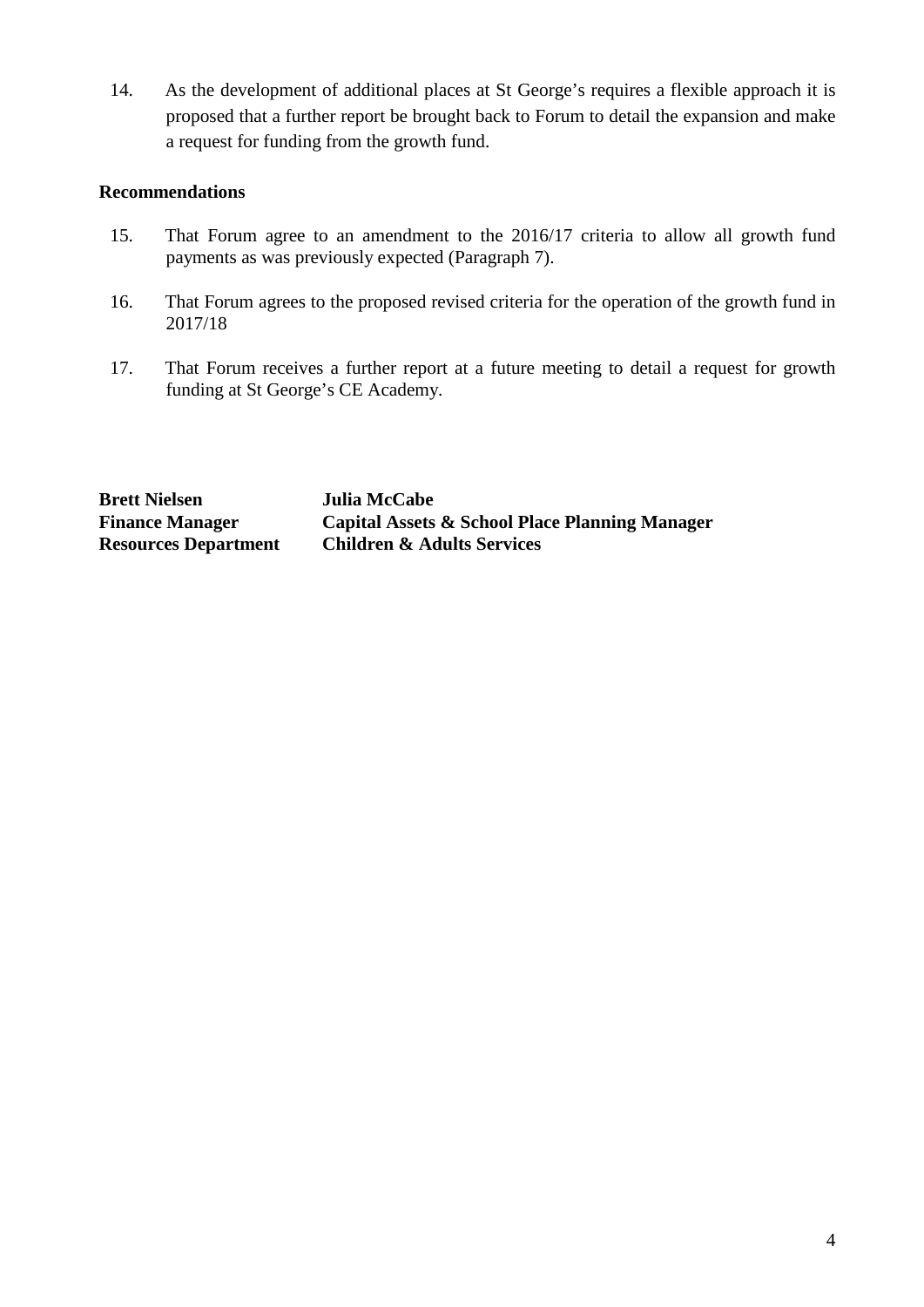14. As the development of additional places at St George's requires a flexible approach it is proposed that a further report be brought back to Forum to detail the expansion and make a request for funding from the growth fund.

**Recommendations**

15. That Forum agree to an amendment to the 2016/17 criteria to allow all growth fund payments as was previously expected (Paragraph 7).

16. That Forum agrees to the proposed revised criteria for the operation of the growth fund in 2017/18

17. That Forum receives a further report at a future meeting to detail a request for growth funding at St George's CE Academy.

**Brett Nielsen**
**Finance Manager**
**Resources Department**

**Julia McCabe**
**Capital Assets & School Place Planning Manager**
**Children & Adults Services**